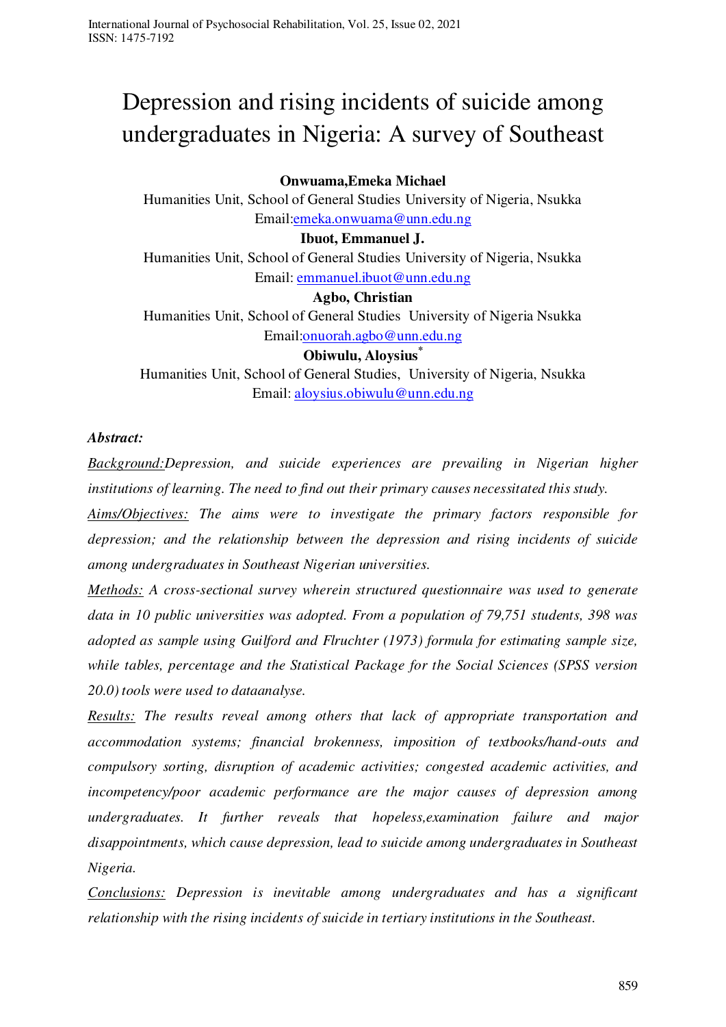# Depression and rising incidents of suicide among undergraduates in Nigeria: A survey of Southeast

**Onwuama,Emeka Michael**

Humanities Unit, School of General Studies University of Nigeria, Nsukka

Email:emeka.onwuama@unn.edu.ng

**Ibuot, Emmanuel J.**

Humanities Unit, School of General Studies University of Nigeria, Nsukka

Email: emmanuel.ibuot@unn.edu.ng

**Agbo, Christian**

Humanities Unit, School of General Studies University of Nigeria Nsukka

Email:onuorah.agbo@unn.edu.ng

**Obiwulu, Aloysius***

Humanities Unit, School of General Studies, University of Nigeria, Nsukka

Email: aloysius.obiwulu@unn.edu.ng

***Abstract:***

*Background:Depression, and suicide experiences are prevailing in Nigerian higher institutions of learning. The need to find out their primary causes necessitated this study.*

*Aims/Objectives: The aims were to investigate the primary factors responsible for depression; and the relationship between the depression and rising incidents of suicide among undergraduates in Southeast Nigerian universities.*

*Methods: A cross-sectional survey wherein structured questionnaire was used to generate data in 10 public universities was adopted. From a population of 79,751 students, 398 was adopted as sample using Guilford and Flruchter (1973) formula for estimating sample size, while tables, percentage and the Statistical Package for the Social Sciences (SPSS version 20.0) tools were used to dataanalyse.*

*Results: The results reveal among others that lack of appropriate transportation and accommodation systems; financial brokenness, imposition of textbooks/hand-outs and compulsory sorting, disruption of academic activities; congested academic activities, and incompetency/poor academic performance are the major causes of depression among undergraduates. It further reveals that hopeless,examination failure and major disappointments, which cause depression, lead to suicide among undergraduates in Southeast Nigeria.*

*Conclusions: Depression is inevitable among undergraduates and has a significant relationship with the rising incidents of suicide in tertiary institutions in the Southeast.*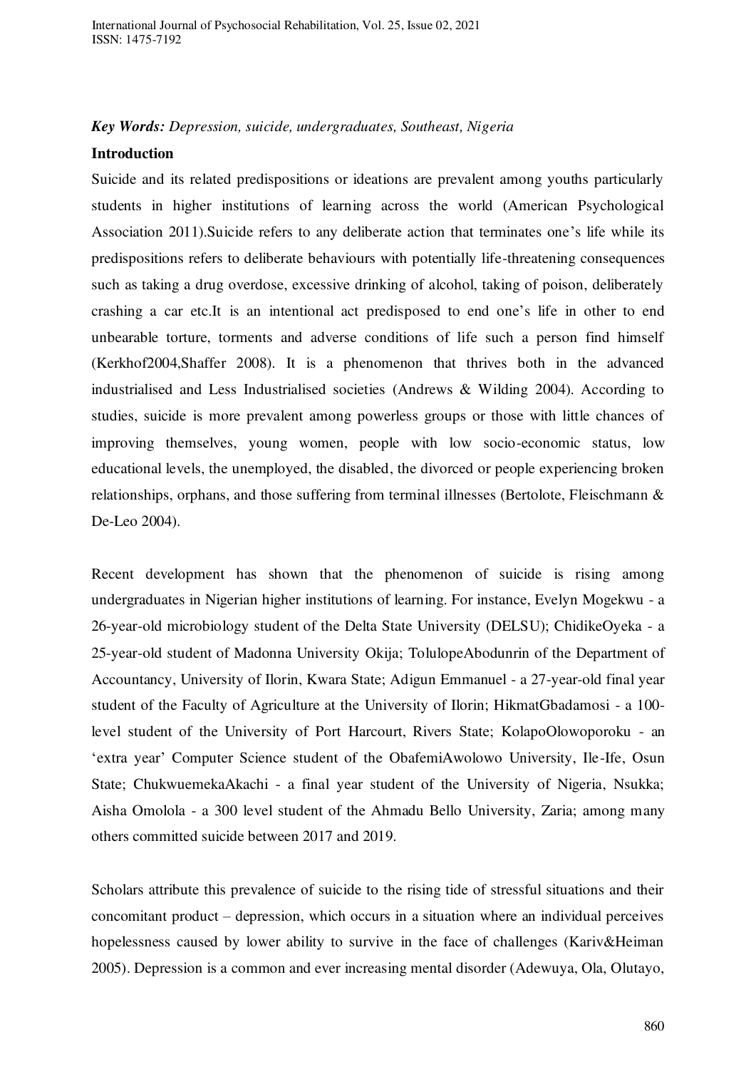***Key Words:*** *Depression, suicide, undergraduates, Southeast, Nigeria*

**Introduction**

Suicide and its related predispositions or ideations are prevalent among youths particularly students in higher institutions of learning across the world (American Psychological Association 2011).Suicide refers to any deliberate action that terminates one's life while its predispositions refers to deliberate behaviours with potentially life-threatening consequences such as taking a drug overdose, excessive drinking of alcohol, taking of poison, deliberately crashing a car etc.It is an intentional act predisposed to end one's life in other to end unbearable torture, torments and adverse conditions of life such a person find himself (Kerkhof2004,Shaffer 2008). It is a phenomenon that thrives both in the advanced industrialised and Less Industrialised societies (Andrews & Wilding 2004). According to studies, suicide is more prevalent among powerless groups or those with little chances of improving themselves, young women, people with low socio-economic status, low educational levels, the unemployed, the disabled, the divorced or people experiencing broken relationships, orphans, and those suffering from terminal illnesses (Bertolote, Fleischmann & De-Leo 2004).

Recent development has shown that the phenomenon of suicide is rising among undergraduates in Nigerian higher institutions of learning. For instance, Evelyn Mogekwu - a 26-year-old microbiology student of the Delta State University (DELSU); ChidikeOyeka - a 25-year-old student of Madonna University Okija; TolulopeAbodunrin of the Department of Accountancy, University of Ilorin, Kwara State; Adigun Emmanuel - a 27-year-old final year student of the Faculty of Agriculture at the University of Ilorin; HikmatGbadamosi - a 100-level student of the University of Port Harcourt, Rivers State; KolapoOlowoporoku - an 'extra year' Computer Science student of the ObafemiAwolowo University, Ile-Ife, Osun State; ChukwuemekaAkachi - a final year student of the University of Nigeria, Nsukka; Aisha Omolola - a 300 level student of the Ahmadu Bello University, Zaria; among many others committed suicide between 2017 and 2019.

Scholars attribute this prevalence of suicide to the rising tide of stressful situations and their concomitant product – depression, which occurs in a situation where an individual perceives hopelessness caused by lower ability to survive in the face of challenges (Kariv&Heiman 2005). Depression is a common and ever increasing mental disorder (Adewuya, Ola, Olutayo,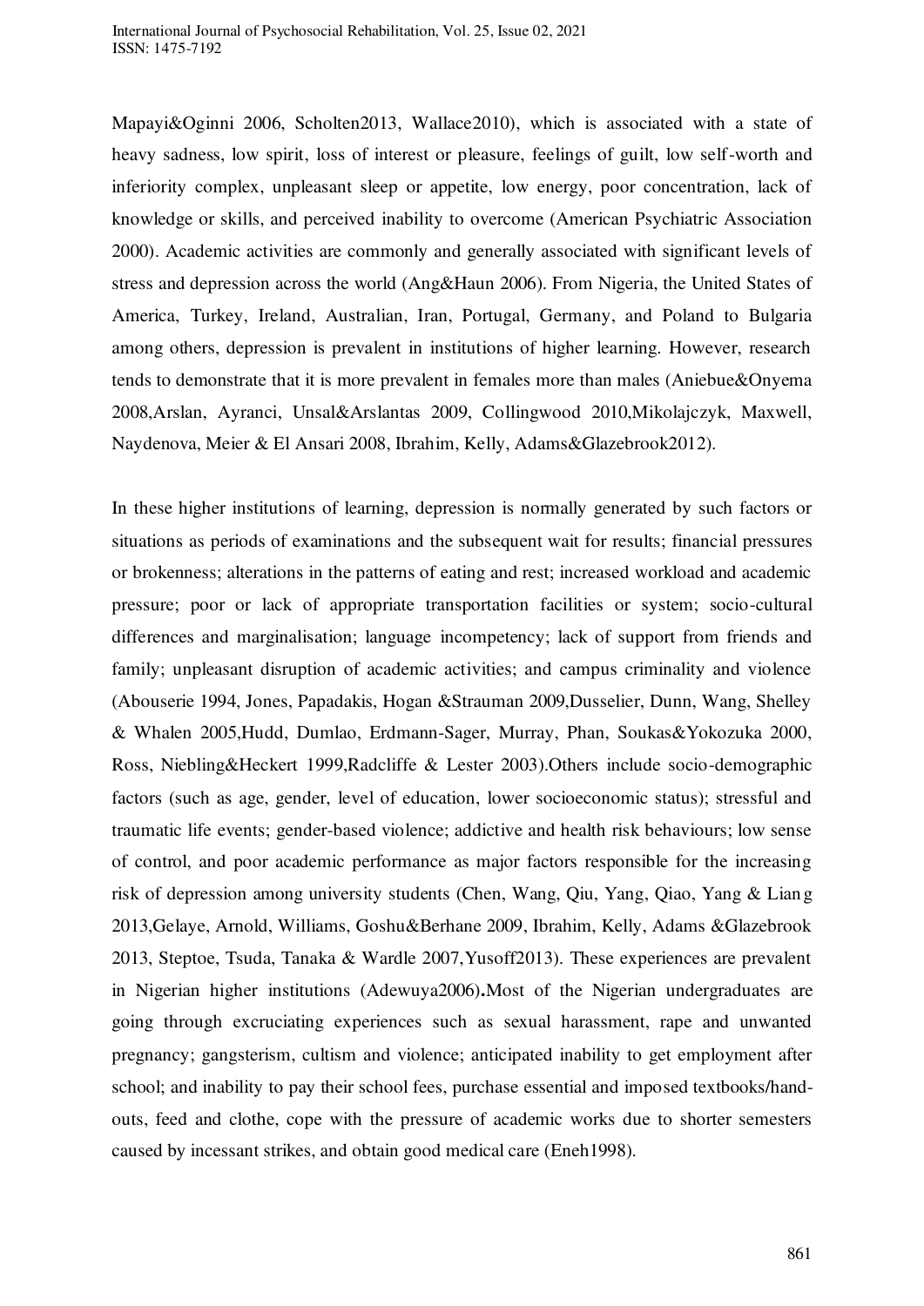Mapayi&Oginni 2006, Scholten2013, Wallace2010), which is associated with a state of heavy sadness, low spirit, loss of interest or pleasure, feelings of guilt, low self-worth and inferiority complex, unpleasant sleep or appetite, low energy, poor concentration, lack of knowledge or skills, and perceived inability to overcome (American Psychiatric Association 2000). Academic activities are commonly and generally associated with significant levels of stress and depression across the world (Ang&Haun 2006). From Nigeria, the United States of America, Turkey, Ireland, Australian, Iran, Portugal, Germany, and Poland to Bulgaria among others, depression is prevalent in institutions of higher learning. However, research tends to demonstrate that it is more prevalent in females more than males (Aniebue&Onyema 2008,Arslan, Ayranci, Unsal&Arslantas 2009, Collingwood 2010,Mikolajczyk, Maxwell, Naydenova, Meier & El Ansari 2008, Ibrahim, Kelly, Adams&Glazebrook2012).

In these higher institutions of learning, depression is normally generated by such factors or situations as periods of examinations and the subsequent wait for results; financial pressures or brokenness; alterations in the patterns of eating and rest; increased workload and academic pressure; poor or lack of appropriate transportation facilities or system; socio-cultural differences and marginalisation; language incompetency; lack of support from friends and family; unpleasant disruption of academic activities; and campus criminality and violence (Abouserie 1994, Jones, Papadakis, Hogan &Strauman 2009,Dusselier, Dunn, Wang, Shelley & Whalen 2005,Hudd, Dumlao, Erdmann-Sager, Murray, Phan, Soukas&Yokozuka 2000, Ross, Niebling&Heckert 1999,Radcliffe & Lester 2003).Others include socio-demographic factors (such as age, gender, level of education, lower socioeconomic status); stressful and traumatic life events; gender-based violence; addictive and health risk behaviours; low sense of control, and poor academic performance as major factors responsible for the increasing risk of depression among university students (Chen, Wang, Qiu, Yang, Qiao, Yang & Liang 2013,Gelaye, Arnold, Williams, Goshu&Berhane 2009, Ibrahim, Kelly, Adams &Glazebrook 2013, Steptoe, Tsuda, Tanaka & Wardle 2007,Yusoff2013). These experiences are prevalent in Nigerian higher institutions (Adewuya2006)**.**Most of the Nigerian undergraduates are going through excruciating experiences such as sexual harassment, rape and unwanted pregnancy; gangsterism, cultism and violence; anticipated inability to get employment after school; and inability to pay their school fees, purchase essential and imposed textbooks/hand-outs, feed and clothe, cope with the pressure of academic works due to shorter semesters caused by incessant strikes, and obtain good medical care (Eneh1998).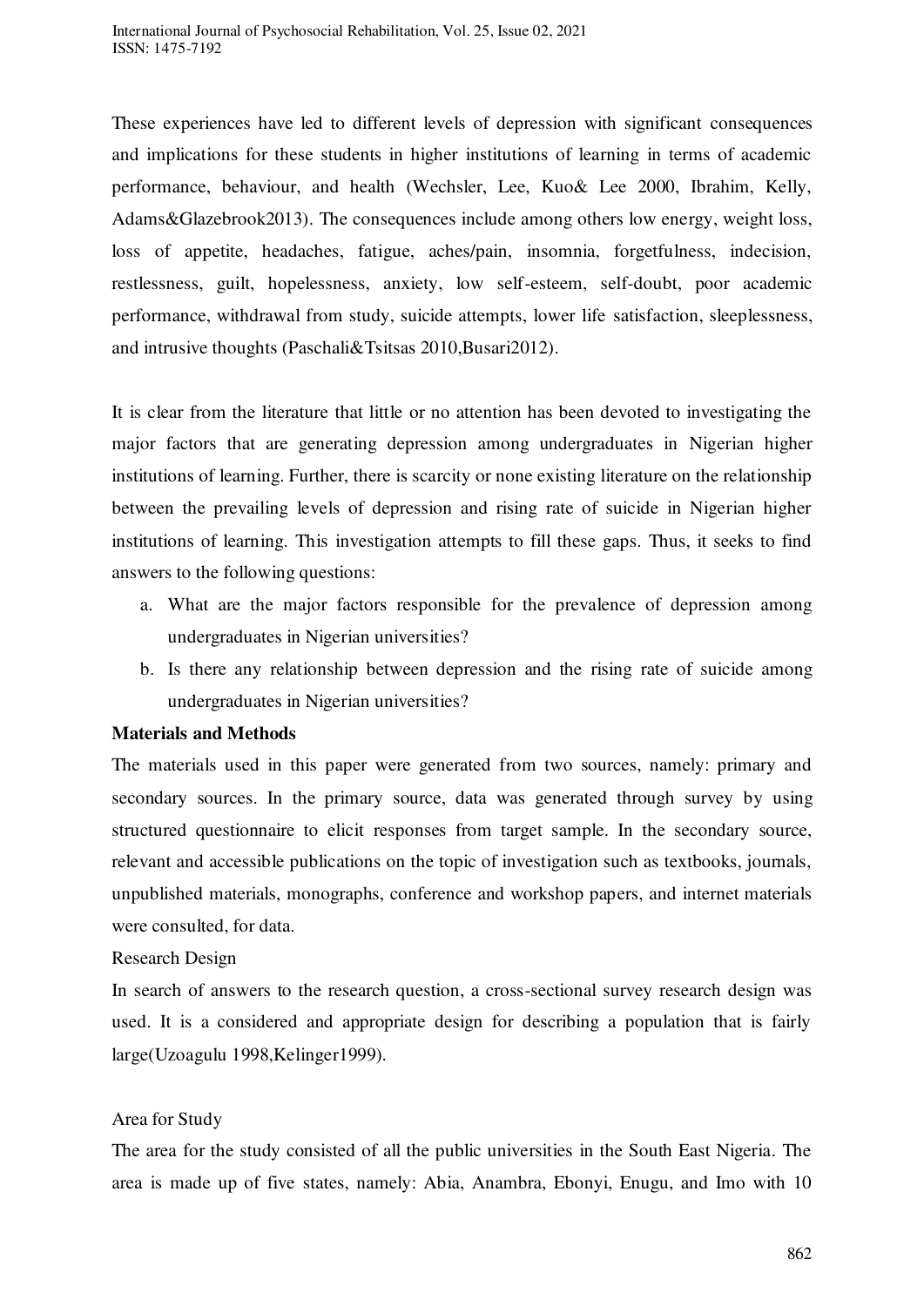These experiences have led to different levels of depression with significant consequences and implications for these students in higher institutions of learning in terms of academic performance, behaviour, and health (Wechsler, Lee, Kuo& Lee 2000, Ibrahim, Kelly, Adams&Glazebrook2013). The consequences include among others low energy, weight loss, loss of appetite, headaches, fatigue, aches/pain, insomnia, forgetfulness, indecision, restlessness, guilt, hopelessness, anxiety, low self-esteem, self-doubt, poor academic performance, withdrawal from study, suicide attempts, lower life satisfaction, sleeplessness, and intrusive thoughts (Paschali&Tsitsas 2010,Busari2012).

It is clear from the literature that little or no attention has been devoted to investigating the major factors that are generating depression among undergraduates in Nigerian higher institutions of learning. Further, there is scarcity or none existing literature on the relationship between the prevailing levels of depression and rising rate of suicide in Nigerian higher institutions of learning. This investigation attempts to fill these gaps. Thus, it seeks to find answers to the following questions:

a. What are the major factors responsible for the prevalence of depression among undergraduates in Nigerian universities?
b. Is there any relationship between depression and the rising rate of suicide among undergraduates in Nigerian universities?

**Materials and Methods**

The materials used in this paper were generated from two sources, namely: primary and secondary sources. In the primary source, data was generated through survey by using structured questionnaire to elicit responses from target sample. In the secondary source, relevant and accessible publications on the topic of investigation such as textbooks, journals, unpublished materials, monographs, conference and workshop papers, and internet materials were consulted, for data.

Research Design

In search of answers to the research question, a cross-sectional survey research design was used. It is a considered and appropriate design for describing a population that is fairly large(Uzoagulu 1998,Kelinger1999).

Area for Study

The area for the study consisted of all the public universities in the South East Nigeria. The area is made up of five states, namely: Abia, Anambra, Ebonyi, Enugu, and Imo with 10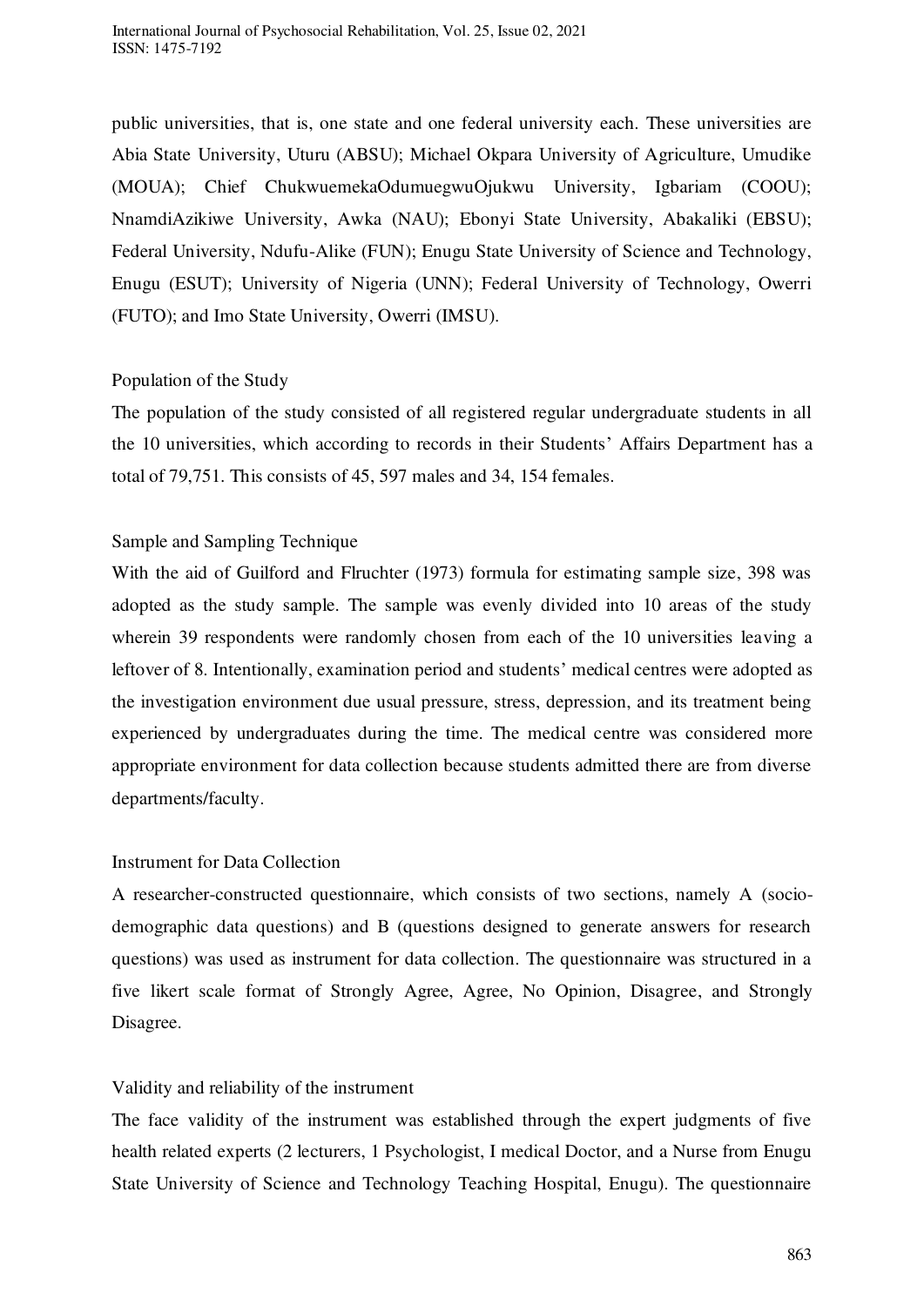public universities, that is, one state and one federal university each. These universities are Abia State University, Uturu (ABSU); Michael Okpara University of Agriculture, Umudike (MOUA); Chief ChukwuemekaOdumuegwuOjukwu University, Igbariam (COOU); NnamdiAzikiwe University, Awka (NAU); Ebonyi State University, Abakaliki (EBSU); Federal University, Ndufu-Alike (FUN); Enugu State University of Science and Technology, Enugu (ESUT); University of Nigeria (UNN); Federal University of Technology, Owerri (FUTO); and Imo State University, Owerri (IMSU).

### Population of the Study

The population of the study consisted of all registered regular undergraduate students in all the 10 universities, which according to records in their Students' Affairs Department has a total of 79,751. This consists of 45, 597 males and 34, 154 females.

### Sample and Sampling Technique

With the aid of Guilford and Flruchter (1973) formula for estimating sample size, 398 was adopted as the study sample. The sample was evenly divided into 10 areas of the study wherein 39 respondents were randomly chosen from each of the 10 universities leaving a leftover of 8. Intentionally, examination period and students' medical centres were adopted as the investigation environment due usual pressure, stress, depression, and its treatment being experienced by undergraduates during the time. The medical centre was considered more appropriate environment for data collection because students admitted there are from diverse departments/faculty.

### Instrument for Data Collection

A researcher-constructed questionnaire, which consists of two sections, namely A (socio-demographic data questions) and B (questions designed to generate answers for research questions) was used as instrument for data collection. The questionnaire was structured in a five likert scale format of Strongly Agree, Agree, No Opinion, Disagree, and Strongly Disagree.

### Validity and reliability of the instrument

The face validity of the instrument was established through the expert judgments of five health related experts (2 lecturers, 1 Psychologist, I medical Doctor, and a Nurse from Enugu State University of Science and Technology Teaching Hospital, Enugu). The questionnaire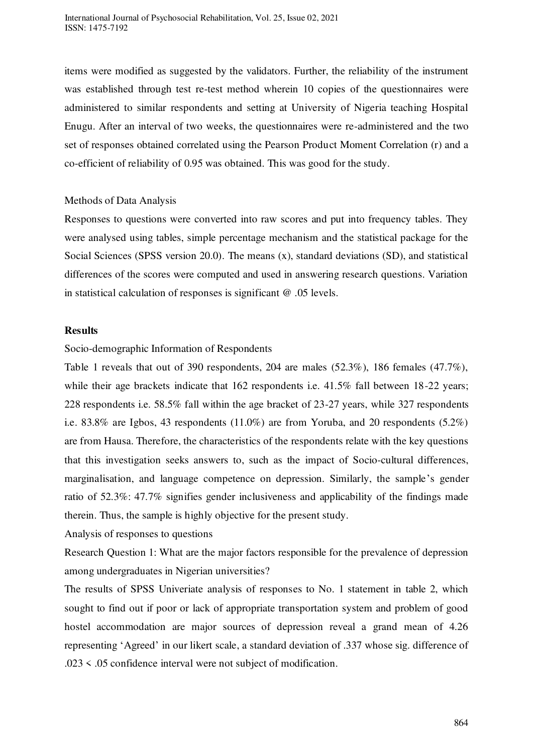items were modified as suggested by the validators. Further, the reliability of the instrument was established through test re-test method wherein 10 copies of the questionnaires were administered to similar respondents and setting at University of Nigeria teaching Hospital Enugu. After an interval of two weeks, the questionnaires were re-administered and the two set of responses obtained correlated using the Pearson Product Moment Correlation (r) and a co-efficient of reliability of 0.95 was obtained. This was good for the study.

Methods of Data Analysis

Responses to questions were converted into raw scores and put into frequency tables. They were analysed using tables, simple percentage mechanism and the statistical package for the Social Sciences (SPSS version 20.0). The means (x), standard deviations (SD), and statistical differences of the scores were computed and used in answering research questions. Variation in statistical calculation of responses is significant @ .05 levels.

## Results

Socio-demographic Information of Respondents

Table 1 reveals that out of 390 respondents, 204 are males (52.3%), 186 females (47.7%), while their age brackets indicate that 162 respondents i.e. 41.5% fall between 18-22 years; 228 respondents i.e. 58.5% fall within the age bracket of 23-27 years, while 327 respondents i.e. 83.8% are Igbos, 43 respondents (11.0%) are from Yoruba, and 20 respondents (5.2%) are from Hausa. Therefore, the characteristics of the respondents relate with the key questions that this investigation seeks answers to, such as the impact of Socio-cultural differences, marginalisation, and language competence on depression. Similarly, the sample's gender ratio of 52.3%: 47.7% signifies gender inclusiveness and applicability of the findings made therein. Thus, the sample is highly objective for the present study.

Analysis of responses to questions

Research Question 1: What are the major factors responsible for the prevalence of depression among undergraduates in Nigerian universities?

The results of SPSS Univeriate analysis of responses to No. 1 statement in table 2, which sought to find out if poor or lack of appropriate transportation system and problem of good hostel accommodation are major sources of depression reveal a grand mean of 4.26 representing 'Agreed' in our likert scale, a standard deviation of .337 whose sig. difference of .023 < .05 confidence interval were not subject of modification.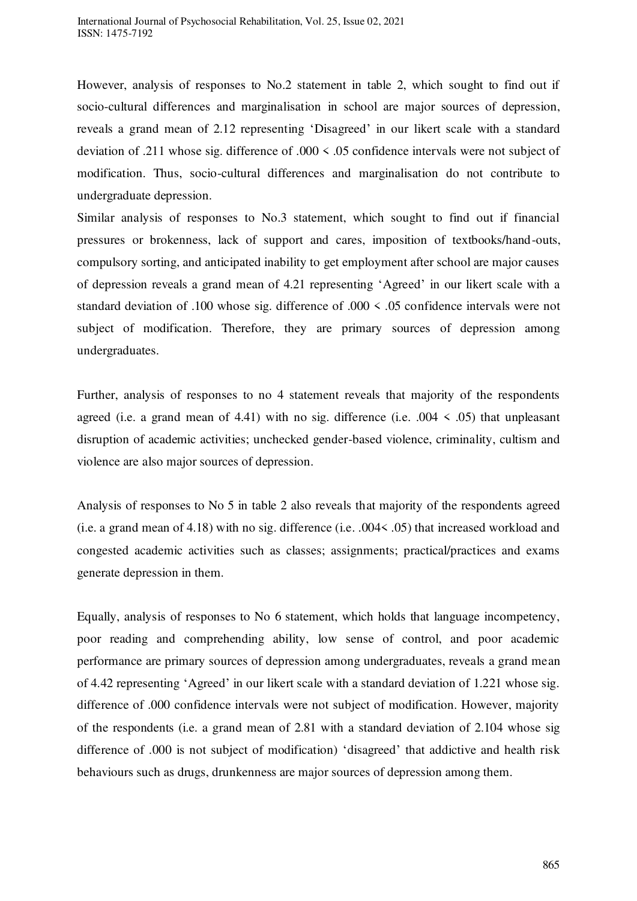However, analysis of responses to No.2 statement in table 2, which sought to find out if socio-cultural differences and marginalisation in school are major sources of depression, reveals a grand mean of 2.12 representing 'Disagreed' in our likert scale with a standard deviation of .211 whose sig. difference of .000 < .05 confidence intervals were not subject of modification. Thus, socio-cultural differences and marginalisation do not contribute to undergraduate depression.

Similar analysis of responses to No.3 statement, which sought to find out if financial pressures or brokenness, lack of support and cares, imposition of textbooks/hand-outs, compulsory sorting, and anticipated inability to get employment after school are major causes of depression reveals a grand mean of 4.21 representing 'Agreed' in our likert scale with a standard deviation of .100 whose sig. difference of .000 < .05 confidence intervals were not subject of modification. Therefore, they are primary sources of depression among undergraduates.

Further, analysis of responses to no 4 statement reveals that majority of the respondents agreed (i.e. a grand mean of 4.41) with no sig. difference (i.e. .004 < .05) that unpleasant disruption of academic activities; unchecked gender-based violence, criminality, cultism and violence are also major sources of depression.

Analysis of responses to No 5 in table 2 also reveals that majority of the respondents agreed (i.e. a grand mean of 4.18) with no sig. difference (i.e. .004< .05) that increased workload and congested academic activities such as classes; assignments; practical/practices and exams generate depression in them.

Equally, analysis of responses to No 6 statement, which holds that language incompetency, poor reading and comprehending ability, low sense of control, and poor academic performance are primary sources of depression among undergraduates, reveals a grand mean of 4.42 representing 'Agreed' in our likert scale with a standard deviation of 1.221 whose sig. difference of .000 confidence intervals were not subject of modification. However, majority of the respondents (i.e. a grand mean of 2.81 with a standard deviation of 2.104 whose sig difference of .000 is not subject of modification) 'disagreed' that addictive and health risk behaviours such as drugs, drunkenness are major sources of depression among them.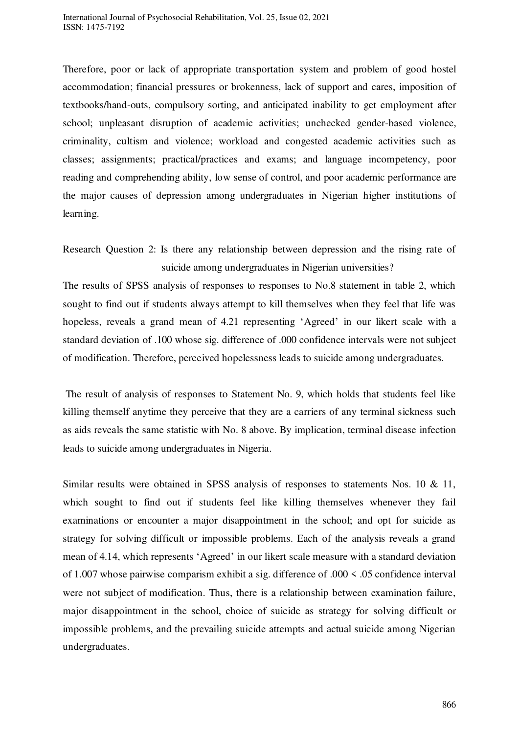Therefore, poor or lack of appropriate transportation system and problem of good hostel accommodation; financial pressures or brokenness, lack of support and cares, imposition of textbooks/hand-outs, compulsory sorting, and anticipated inability to get employment after school; unpleasant disruption of academic activities; unchecked gender-based violence, criminality, cultism and violence; workload and congested academic activities such as classes; assignments; practical/practices and exams; and language incompetency, poor reading and comprehending ability, low sense of control, and poor academic performance are the major causes of depression among undergraduates in Nigerian higher institutions of learning.

Research Question 2: Is there any relationship between depression and the rising rate of suicide among undergraduates in Nigerian universities?

The results of SPSS analysis of responses to responses to No.8 statement in table 2, which sought to find out if students always attempt to kill themselves when they feel that life was hopeless, reveals a grand mean of 4.21 representing 'Agreed' in our likert scale with a standard deviation of .100 whose sig. difference of .000 confidence intervals were not subject of modification. Therefore, perceived hopelessness leads to suicide among undergraduates.

The result of analysis of responses to Statement No. 9, which holds that students feel like killing themself anytime they perceive that they are a carriers of any terminal sickness such as aids reveals the same statistic with No. 8 above. By implication, terminal disease infection leads to suicide among undergraduates in Nigeria.

Similar results were obtained in SPSS analysis of responses to statements Nos. 10 & 11, which sought to find out if students feel like killing themselves whenever they fail examinations or encounter a major disappointment in the school; and opt for suicide as strategy for solving difficult or impossible problems. Each of the analysis reveals a grand mean of 4.14, which represents 'Agreed' in our likert scale measure with a standard deviation of 1.007 whose pairwise comparism exhibit a sig. difference of $.000 < .05$ confidence interval were not subject of modification. Thus, there is a relationship between examination failure, major disappointment in the school, choice of suicide as strategy for solving difficult or impossible problems, and the prevailing suicide attempts and actual suicide among Nigerian undergraduates.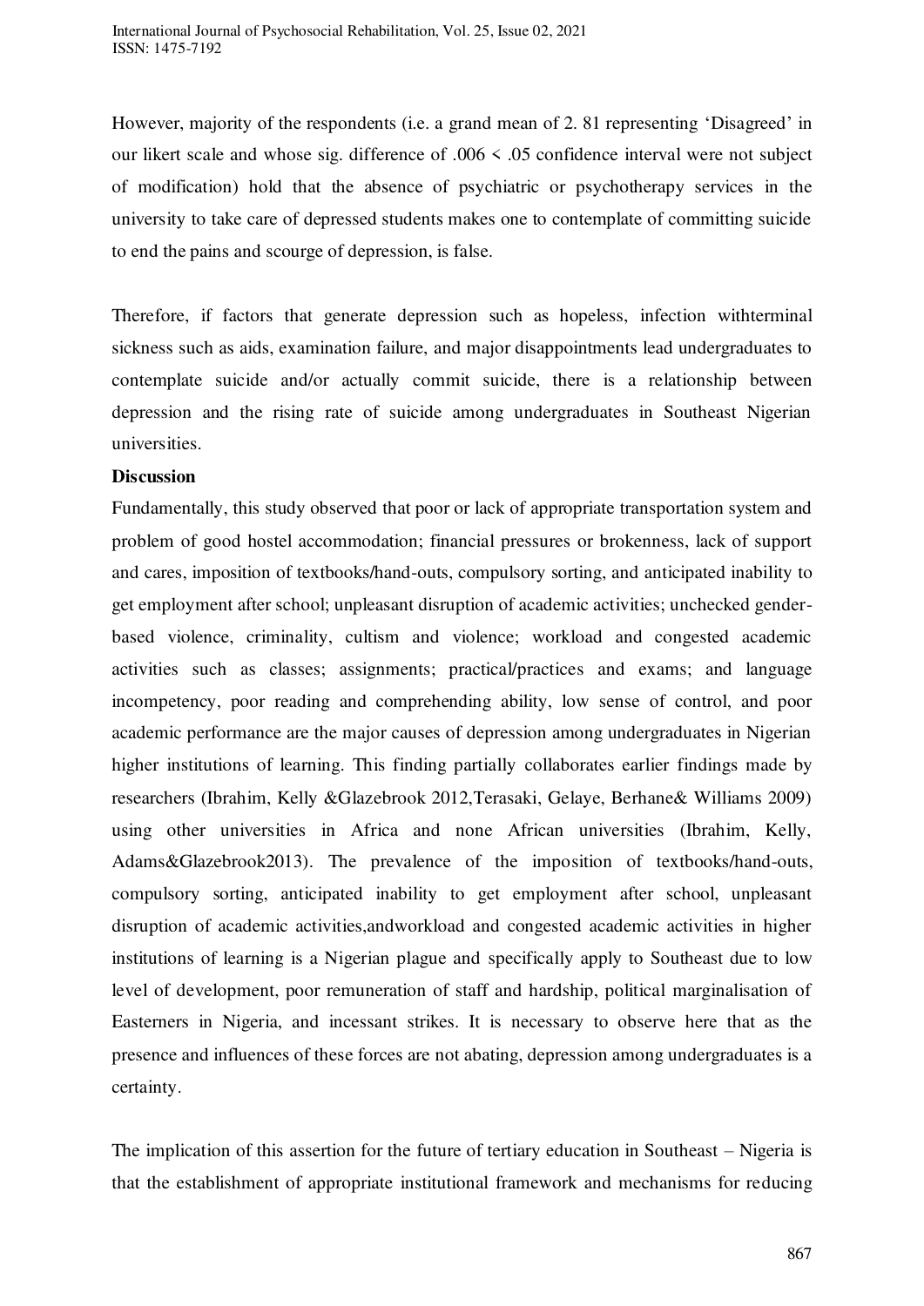However, majority of the respondents (i.e. a grand mean of 2. 81 representing 'Disagreed' in our likert scale and whose sig. difference of .006 < .05 confidence interval were not subject of modification) hold that the absence of psychiatric or psychotherapy services in the university to take care of depressed students makes one to contemplate of committing suicide to end the pains and scourge of depression, is false.

Therefore, if factors that generate depression such as hopeless, infection withterminal sickness such as aids, examination failure, and major disappointments lead undergraduates to contemplate suicide and/or actually commit suicide, there is a relationship between depression and the rising rate of suicide among undergraduates in Southeast Nigerian universities.

**Discussion**

Fundamentally, this study observed that poor or lack of appropriate transportation system and problem of good hostel accommodation; financial pressures or brokenness, lack of support and cares, imposition of textbooks/hand-outs, compulsory sorting, and anticipated inability to get employment after school; unpleasant disruption of academic activities; unchecked gender-based violence, criminality, cultism and violence; workload and congested academic activities such as classes; assignments; practical/practices and exams; and language incompetency, poor reading and comprehending ability, low sense of control, and poor academic performance are the major causes of depression among undergraduates in Nigerian higher institutions of learning. This finding partially collaborates earlier findings made by researchers (Ibrahim, Kelly &Glazebrook 2012,Terasaki, Gelaye, Berhane& Williams 2009) using other universities in Africa and none African universities (Ibrahim, Kelly, Adams&Glazebrook2013). The prevalence of the imposition of textbooks/hand-outs, compulsory sorting, anticipated inability to get employment after school, unpleasant disruption of academic activities,andworkload and congested academic activities in higher institutions of learning is a Nigerian plague and specifically apply to Southeast due to low level of development, poor remuneration of staff and hardship, political marginalisation of Easterners in Nigeria, and incessant strikes. It is necessary to observe here that as the presence and influences of these forces are not abating, depression among undergraduates is a certainty.

The implication of this assertion for the future of tertiary education in Southeast – Nigeria is that the establishment of appropriate institutional framework and mechanisms for reducing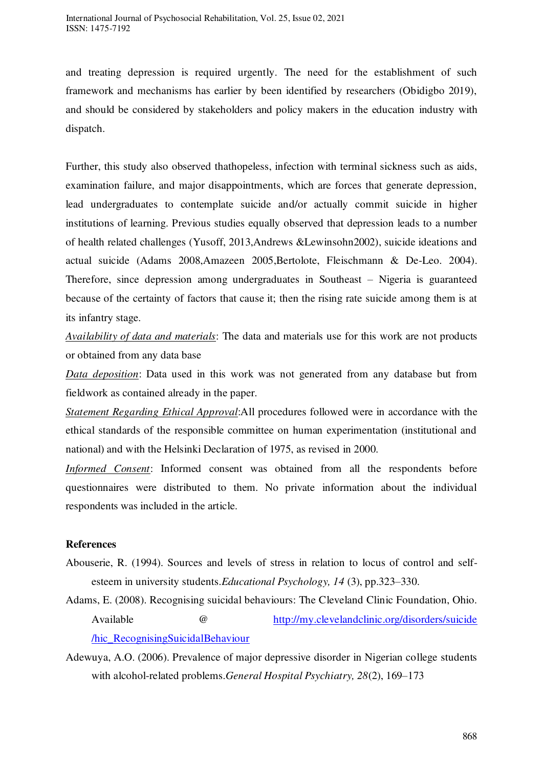and treating depression is required urgently. The need for the establishment of such framework and mechanisms has earlier by been identified by researchers (Obidigbo 2019), and should be considered by stakeholders and policy makers in the education industry with dispatch.

Further, this study also observed thathopeless, infection with terminal sickness such as aids, examination failure, and major disappointments, which are forces that generate depression, lead undergraduates to contemplate suicide and/or actually commit suicide in higher institutions of learning. Previous studies equally observed that depression leads to a number of health related challenges (Yusoff, 2013,Andrews &Lewinsohn2002), suicide ideations and actual suicide (Adams 2008,Amazeen 2005,Bertolote, Fleischmann & De-Leo. 2004). Therefore, since depression among undergraduates in Southeast – Nigeria is guaranteed because of the certainty of factors that cause it; then the rising rate suicide among them is at its infantry stage.

*Availability of data and materials*: The data and materials use for this work are not products or obtained from any data base

*Data deposition*: Data used in this work was not generated from any database but from fieldwork as contained already in the paper.

*Statement Regarding Ethical Approval*:All procedures followed were in accordance with the ethical standards of the responsible committee on human experimentation (institutional and national) and with the Helsinki Declaration of 1975, as revised in 2000.

*Informed Consent*: Informed consent was obtained from all the respondents before questionnaires were distributed to them. No private information about the individual respondents was included in the article.

## References

Abouserie, R. (1994). Sources and levels of stress in relation to locus of control and self-esteem in university students.*Educational Psychology, 14* (3), pp.323–330.

Adams, E. (2008). Recognising suicidal behaviours: The Cleveland Clinic Foundation, Ohio. Available @ http://my.clevelandclinic.org/disorders/suicide/hic_RecognisingSuicidalBehaviour

Adewuya, A.O. (2006). Prevalence of major depressive disorder in Nigerian college students with alcohol-related problems.*General Hospital Psychiatry, 28*(2), 169–173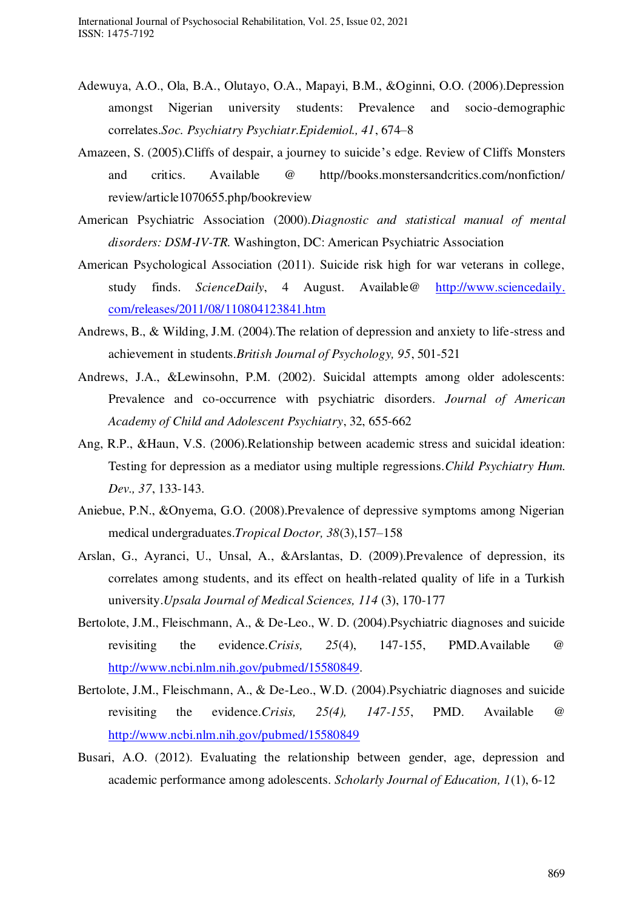Adewuya, A.O., Ola, B.A., Olutayo, O.A., Mapayi, B.M., &Oginni, O.O. (2006).Depression amongst Nigerian university students: Prevalence and socio-demographic correlates.*Soc. Psychiatry Psychiatr.Epidemiol., 41*, 674–8

Amazeen, S. (2005).Cliffs of despair, a journey to suicide's edge. Review of Cliffs Monsters and critics. Available @ http//books.monstersandcritics.com/nonfiction/ review/article1070655.php/bookreview

American Psychiatric Association (2000).*Diagnostic and statistical manual of mental disorders: DSM-IV-TR.* Washington, DC: American Psychiatric Association

American Psychological Association (2011). Suicide risk high for war veterans in college, study finds. *ScienceDaily*, 4 August. Available@ http://www.sciencedaily.com/releases/2011/08/110804123841.htm

Andrews, B., & Wilding, J.M. (2004).The relation of depression and anxiety to life-stress and achievement in students.*British Journal of Psychology, 95*, 501-521

Andrews, J.A., &Lewinsohn, P.M. (2002). Suicidal attempts among older adolescents: Prevalence and co-occurrence with psychiatric disorders. *Journal of American Academy of Child and Adolescent Psychiatry*, 32, 655-662

Ang, R.P., &Haun, V.S. (2006).Relationship between academic stress and suicidal ideation: Testing for depression as a mediator using multiple regressions.*Child Psychiatry Hum. Dev., 37*, 133-143.

Aniebue, P.N., &Onyema, G.O. (2008).Prevalence of depressive symptoms among Nigerian medical undergraduates.*Tropical Doctor, 38*(3),157–158

Arslan, G., Ayranci, U., Unsal, A., &Arslantas, D. (2009).Prevalence of depression, its correlates among students, and its effect on health-related quality of life in a Turkish university.*Upsala Journal of Medical Sciences, 114* (3), 170-177

Bertolote, J.M., Fleischmann, A., & De-Leo., W. D. (2004).Psychiatric diagnoses and suicide revisiting the evidence.*Crisis, 25*(4), 147-155, PMD.Available @ http://www.ncbi.nlm.nih.gov/pubmed/15580849.

Bertolote, J.M., Fleischmann, A., & De-Leo., W.D. (2004).Psychiatric diagnoses and suicide revisiting the evidence.*Crisis, 25(4), 147-155*, PMD. Available @ http://www.ncbi.nlm.nih.gov/pubmed/15580849

Busari, A.O. (2012). Evaluating the relationship between gender, age, depression and academic performance among adolescents. *Scholarly Journal of Education, 1*(1), 6-12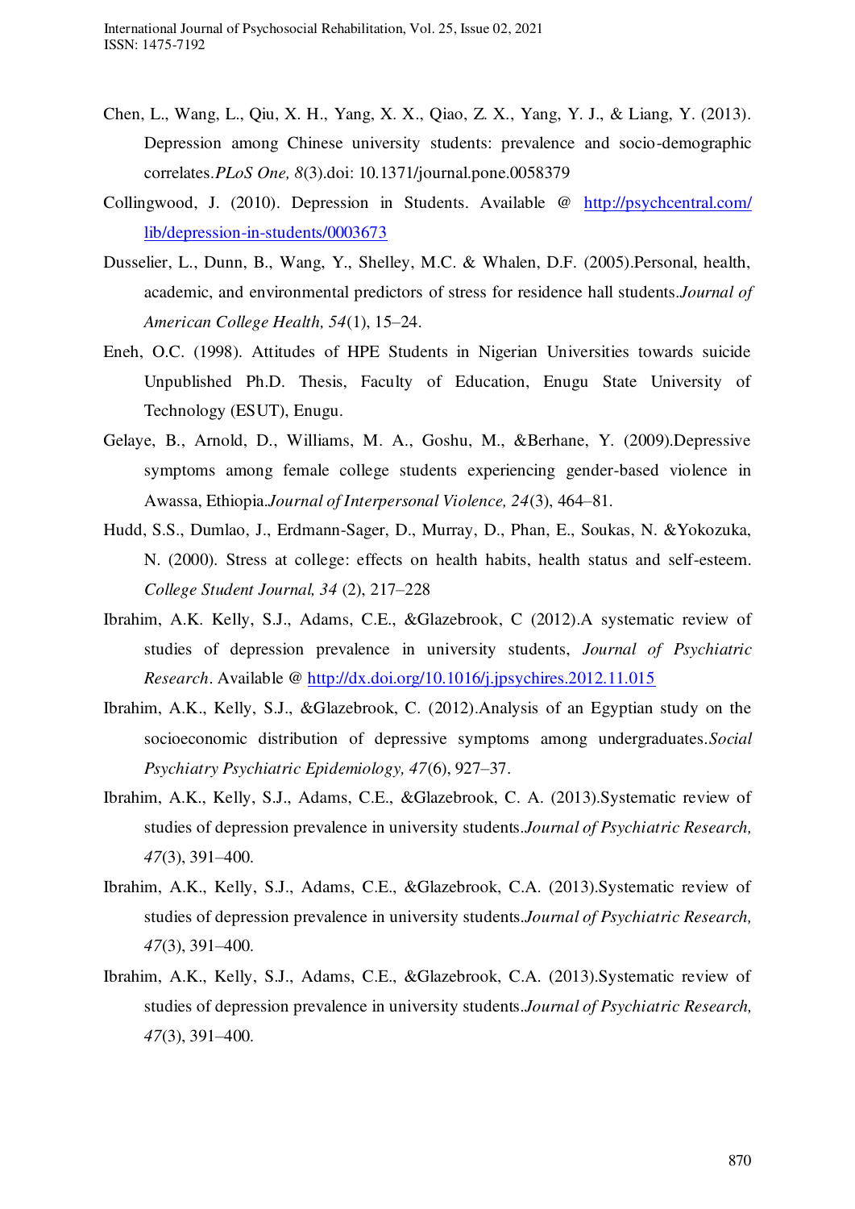Chen, L., Wang, L., Qiu, X. H., Yang, X. X., Qiao, Z. X., Yang, Y. J., & Liang, Y. (2013). Depression among Chinese university students: prevalence and socio-demographic correlates.*PLoS One, 8*(3).doi: 10.1371/journal.pone.0058379

Collingwood, J. (2010). Depression in Students. Available @ http://psychcentral.com/lib/depression-in-students/0003673

Dusselier, L., Dunn, B., Wang, Y., Shelley, M.C. & Whalen, D.F. (2005).Personal, health, academic, and environmental predictors of stress for residence hall students.*Journal of American College Health, 54*(1), 15–24.

Eneh, O.C. (1998). Attitudes of HPE Students in Nigerian Universities towards suicide Unpublished Ph.D. Thesis, Faculty of Education, Enugu State University of Technology (ESUT), Enugu.

Gelaye, B., Arnold, D., Williams, M. A., Goshu, M., &Berhane, Y. (2009).Depressive symptoms among female college students experiencing gender-based violence in Awassa, Ethiopia.*Journal of Interpersonal Violence, 24*(3), 464–81.

Hudd, S.S., Dumlao, J., Erdmann-Sager, D., Murray, D., Phan, E., Soukas, N. &Yokozuka, N. (2000). Stress at college: effects on health habits, health status and self-esteem. *College Student Journal, 34* (2), 217–228

Ibrahim, A.K. Kelly, S.J., Adams, C.E., &Glazebrook, C (2012).A systematic review of studies of depression prevalence in university students, *Journal of Psychiatric Research*. Available @ http://dx.doi.org/10.1016/j.jpsychires.2012.11.015

Ibrahim, A.K., Kelly, S.J., &Glazebrook, C. (2012).Analysis of an Egyptian study on the socioeconomic distribution of depressive symptoms among undergraduates.*Social Psychiatry Psychiatric Epidemiology, 47*(6), 927–37.

Ibrahim, A.K., Kelly, S.J., Adams, C.E., &Glazebrook, C. A. (2013).Systematic review of studies of depression prevalence in university students.*Journal of Psychiatric Research, 47*(3), 391–400.

Ibrahim, A.K., Kelly, S.J., Adams, C.E., &Glazebrook, C.A. (2013).Systematic review of studies of depression prevalence in university students.*Journal of Psychiatric Research, 47*(3), 391–400.

Ibrahim, A.K., Kelly, S.J., Adams, C.E., &Glazebrook, C.A. (2013).Systematic review of studies of depression prevalence in university students.*Journal of Psychiatric Research, 47*(3), 391–400.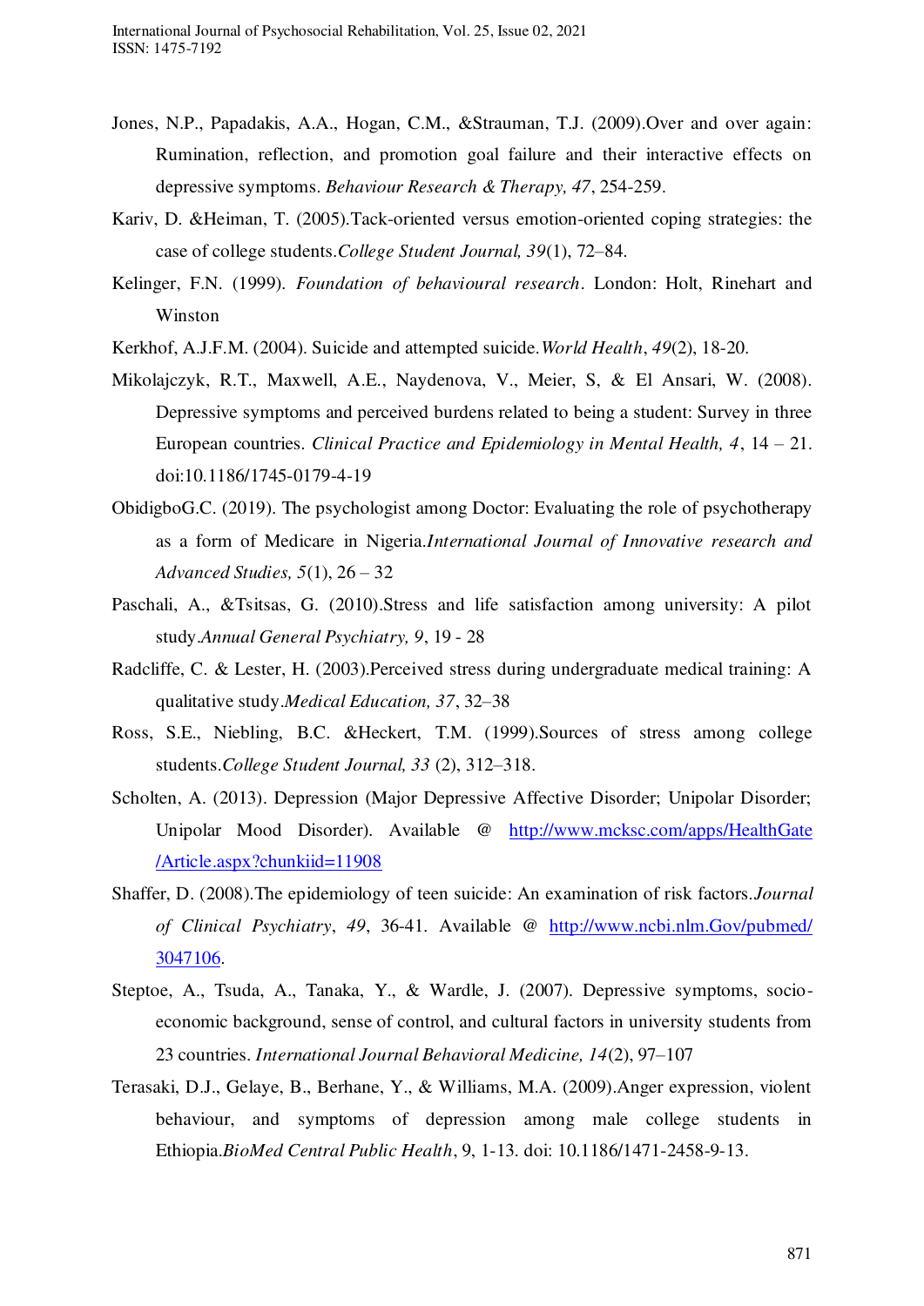Jones, N.P., Papadakis, A.A., Hogan, C.M., &Strauman, T.J. (2009).Over and over again: Rumination, reflection, and promotion goal failure and their interactive effects on depressive symptoms. *Behaviour Research & Therapy, 47*, 254-259.

Kariv, D. &Heiman, T. (2005).Tack-oriented versus emotion-oriented coping strategies: the case of college students.*College Student Journal, 39*(1), 72–84.

Kelinger, F.N. (1999). *Foundation of behavioural research*. London: Holt, Rinehart and Winston

Kerkhof, A.J.F.M. (2004). Suicide and attempted suicide.*World Health*, *49*(2), 18-20.

Mikolajczyk, R.T., Maxwell, A.E., Naydenova, V., Meier, S, & El Ansari, W. (2008). Depressive symptoms and perceived burdens related to being a student: Survey in three European countries. *Clinical Practice and Epidemiology in Mental Health, 4*, 14 – 21. doi:10.1186/1745-0179-4-19

ObidigboG.C. (2019). The psychologist among Doctor: Evaluating the role of psychotherapy as a form of Medicare in Nigeria.*International Journal of Innovative research and Advanced Studies, 5*(1), 26 – 32

Paschali, A., &Tsitsas, G. (2010).Stress and life satisfaction among university: A pilot study.*Annual General Psychiatry, 9*, 19 - 28

Radcliffe, C. & Lester, H. (2003).Perceived stress during undergraduate medical training: A qualitative study.*Medical Education, 37*, 32–38

Ross, S.E., Niebling, B.C. &Heckert, T.M. (1999).Sources of stress among college students.*College Student Journal, 33* (2), 312–318.

Scholten, A. (2013). Depression (Major Depressive Affective Disorder; Unipolar Disorder; Unipolar Mood Disorder). Available @ http://www.mcksc.com/apps/HealthGate/Article.aspx?chunkiid=11908

Shaffer, D. (2008).The epidemiology of teen suicide: An examination of risk factors.*Journal of Clinical Psychiatry*, *49*, 36-41. Available @ http://www.ncbi.nlm.Gov/pubmed/3047106.

Steptoe, A., Tsuda, A., Tanaka, Y., & Wardle, J. (2007). Depressive symptoms, socio-economic background, sense of control, and cultural factors in university students from 23 countries. *International Journal Behavioral Medicine, 14*(2), 97–107

Terasaki, D.J., Gelaye, B., Berhane, Y., & Williams, M.A. (2009).Anger expression, violent behaviour, and symptoms of depression among male college students in Ethiopia.*BioMed Central Public Health*, 9, 1-13. doi: 10.1186/1471-2458-9-13.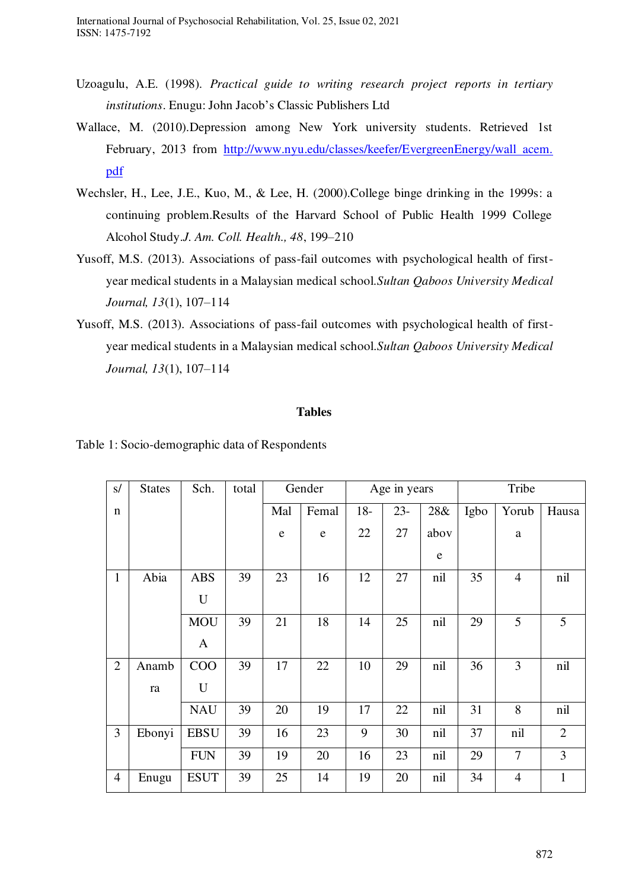Uzoagulu, A.E. (1998). *Practical guide to writing research project reports in tertiary institutions*. Enugu: John Jacob's Classic Publishers Ltd

Wallace, M. (2010).Depression among New York university students. Retrieved 1st February, 2013 from http://www.nyu.edu/classes/keefer/EvergreenEnergy/wall acem.pdf

Wechsler, H., Lee, J.E., Kuo, M., & Lee, H. (2000).College binge drinking in the 1999s: a continuing problem.Results of the Harvard School of Public Health 1999 College Alcohol Study.*J. Am. Coll. Health., 48*, 199–210

Yusoff, M.S. (2013). Associations of pass-fail outcomes with psychological health of first-year medical students in a Malaysian medical school.*Sultan Qaboos University Medical Journal, 13*(1), 107–114

Yusoff, M.S. (2013). Associations of pass-fail outcomes with psychological health of first-year medical students in a Malaysian medical school.*Sultan Qaboos University Medical Journal, 13*(1), 107–114

**Tables**

Table 1: Socio-demographic data of Respondents

| s/n | States | Sch. | total | Gender | | Age in years | | | Tribe | | |
|---|---|---|---|---|---|---|---|---|---|---|---|
| | | | | Male | Female | 18-22 | 23-27 | 28& above | Igbo | Yoruba | Hausa |
| 1 | Abia | ABSU | 39 | 23 | 16 | 12 | 27 | nil | 35 | 4 | nil |
| | | MOUA | 39 | 21 | 18 | 14 | 25 | nil | 29 | 5 | 5 |
| 2 | Anambra | COOU | 39 | 17 | 22 | 10 | 29 | nil | 36 | 3 | nil |
| | | NAU | 39 | 20 | 19 | 17 | 22 | nil | 31 | 8 | nil |
| 3 | Ebonyi | EBSU | 39 | 16 | 23 | 9 | 30 | nil | 37 | nil | 2 |
| | | FUN | 39 | 19 | 20 | 16 | 23 | nil | 29 | 7 | 3 |
| 4 | Enugu | ESUT | 39 | 25 | 14 | 19 | 20 | nil | 34 | 4 | 1 |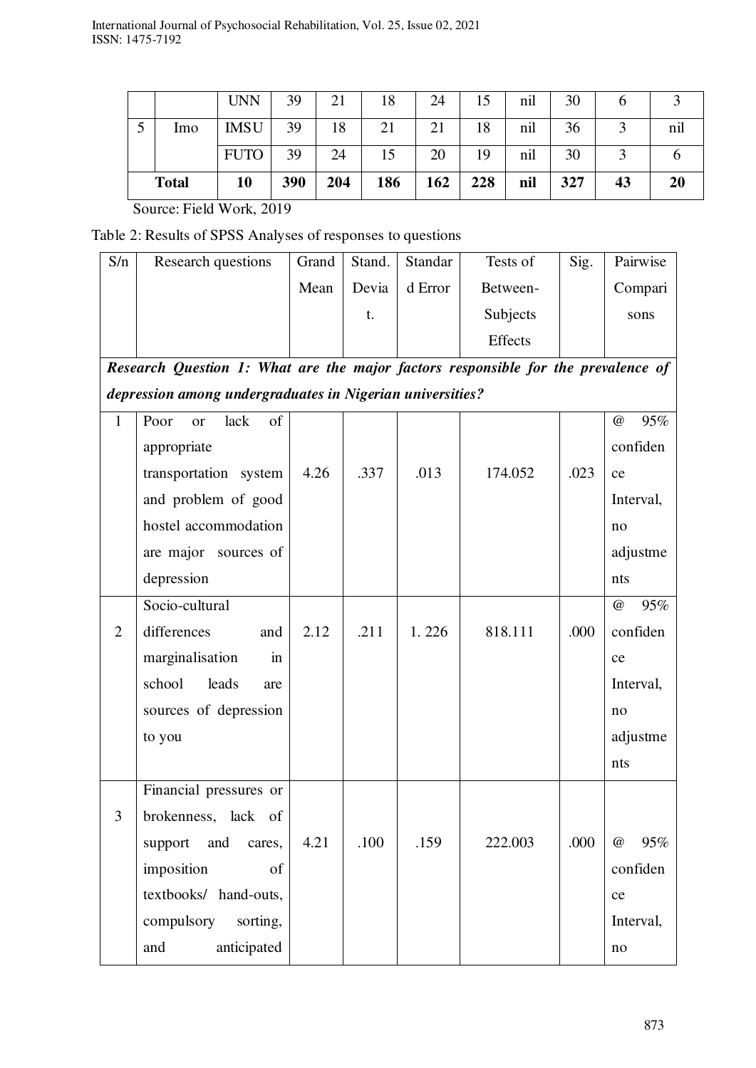|  |  | UNN | 39 | 21 | 18 | 24 | 15 | nil | 30 | 6 | 3 |
|---|---|---|---|---|---|---|---|---|---|---|---|
| 5 | Imo | IMSU | 39 | 18 | 21 | 21 | 18 | nil | 36 | 3 | nil |
|  |  | FUTO | 39 | 24 | 15 | 20 | 19 | nil | 30 | 3 | 6 |
| **Total** |  | **10** | **390** | **204** | **186** | **162** | **228** | **nil** | **327** | **43** | **20** |

Source: Field Work, 2019

Table 2: Results of SPSS Analyses of responses to questions

| S/n | Research questions | Grand Mean | Stand. Deviat. | Standard Error | Tests of Between-Subjects Effects | Sig. | Pairwise Comparisons |
|---|---|---|---|---|---|---|---|
| ***Research Question 1: What are the major factors responsible for the prevalence of depression among undergraduates in Nigerian universities?*** | | | | | | | |
| 1 | Poor or lack of appropriate transportation system and problem of good hostel accommodation are major sources of depression | 4.26 | .337 | .013 | 174.052 | .023 | @ 95% confidence Interval, no adjustments |
| 2 | Socio-cultural differences and marginalisation in school leads are sources of depression to you | 2.12 | .211 | 1. 226 | 818.111 | .000 | @ 95% confidence Interval, no adjustments |
| 3 | Financial pressures or brokenness, lack of support and cares, imposition of textbooks/ hand-outs, compulsory sorting, and anticipated | 4.21 | .100 | .159 | 222.003 | .000 | @ 95% confidence Interval, no |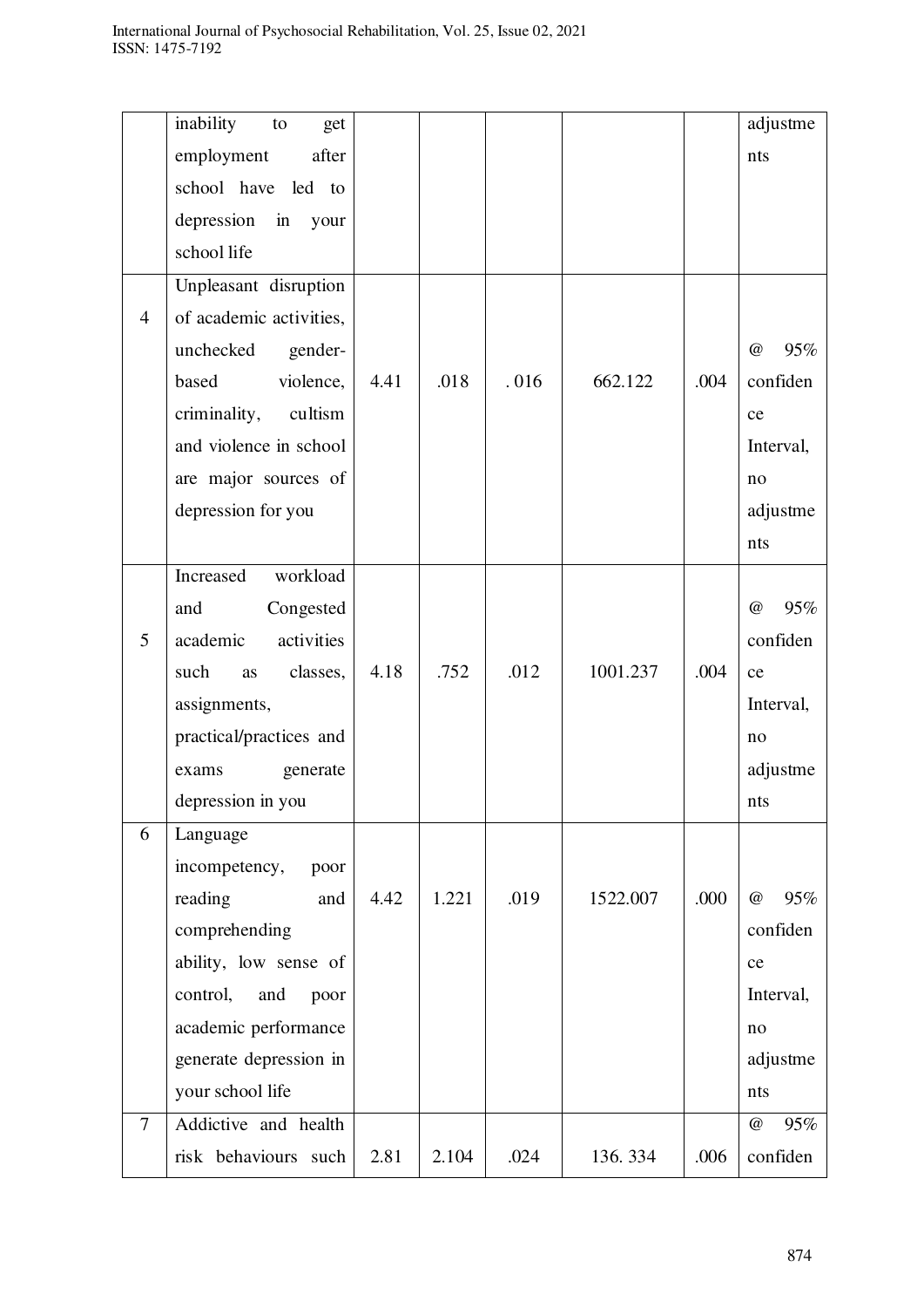|  | inability to get employment after school have led to depression in your school life |  |  |  |  |  | adjustments |
|---|---|---|---|---|---|---|---|
| 4 | Unpleasant disruption of academic activities, unchecked gender-based violence, criminality, cultism and violence in school are major sources of depression for you | 4.41 | .018 | . 016 | 662.122 | .004 | @ 95% confidence Interval, no adjustments |
| 5 | Increased workload and Congested academic activities such as classes, assignments, practical/practices and exams generate depression in you | 4.18 | .752 | .012 | 1001.237 | .004 | @ 95% confidence Interval, no adjustments |
| 6 | Language incompetency, poor reading and comprehending ability, low sense of control, and poor academic performance generate depression in your school life | 4.42 | 1.221 | .019 | 1522.007 | .000 | @ 95% confidence Interval, no adjustments |
| 7 | Addictive and health risk behaviours such | 2.81 | 2.104 | .024 | 136. 334 | .006 | @ 95% confiden |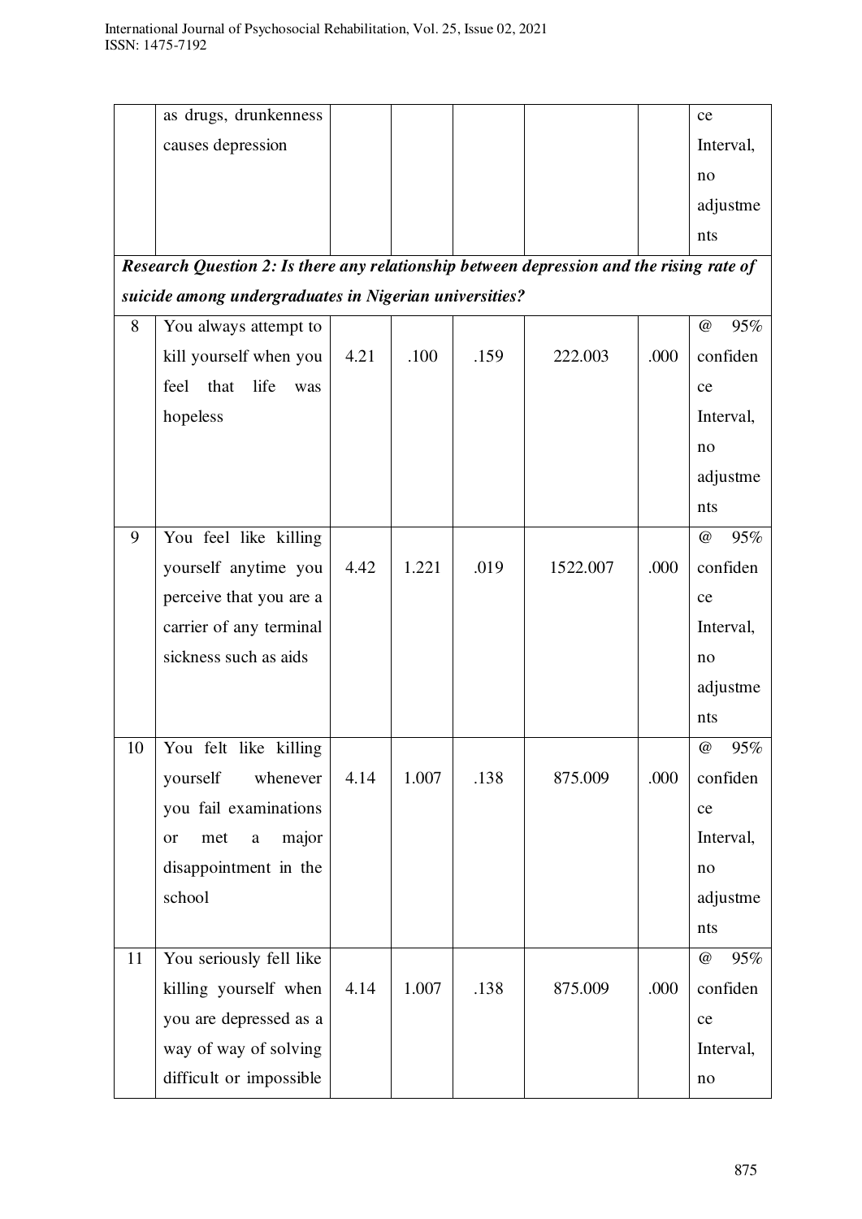|  | as drugs, drunkenness causes depression |  |  |  |  |  | ce Interval, no adjustments |
|---|---|---|---|---|---|---|---|
| ***Research Question 2: Is there any relationship between depression and the rising rate of suicide among undergraduates in Nigerian universities?*** | | | | | | | |
| 8 | You always attempt to kill yourself when you feel that life was hopeless | 4.21 | .100 | .159 | 222.003 | .000 | @ 95% confidence Interval, no adjustments |
| 9 | You feel like killing yourself anytime you perceive that you are a carrier of any terminal sickness such as aids | 4.42 | 1.221 | .019 | 1522.007 | .000 | @ 95% confidence Interval, no adjustments |
| 10 | You felt like killing yourself whenever you fail examinations or met a major disappointment in the school | 4.14 | 1.007 | .138 | 875.009 | .000 | @ 95% confidence Interval, no adjustments |
| 11 | You seriously fell like killing yourself when you are depressed as a way of way of solving difficult or impossible | 4.14 | 1.007 | .138 | 875.009 | .000 | @ 95% confidence Interval, no |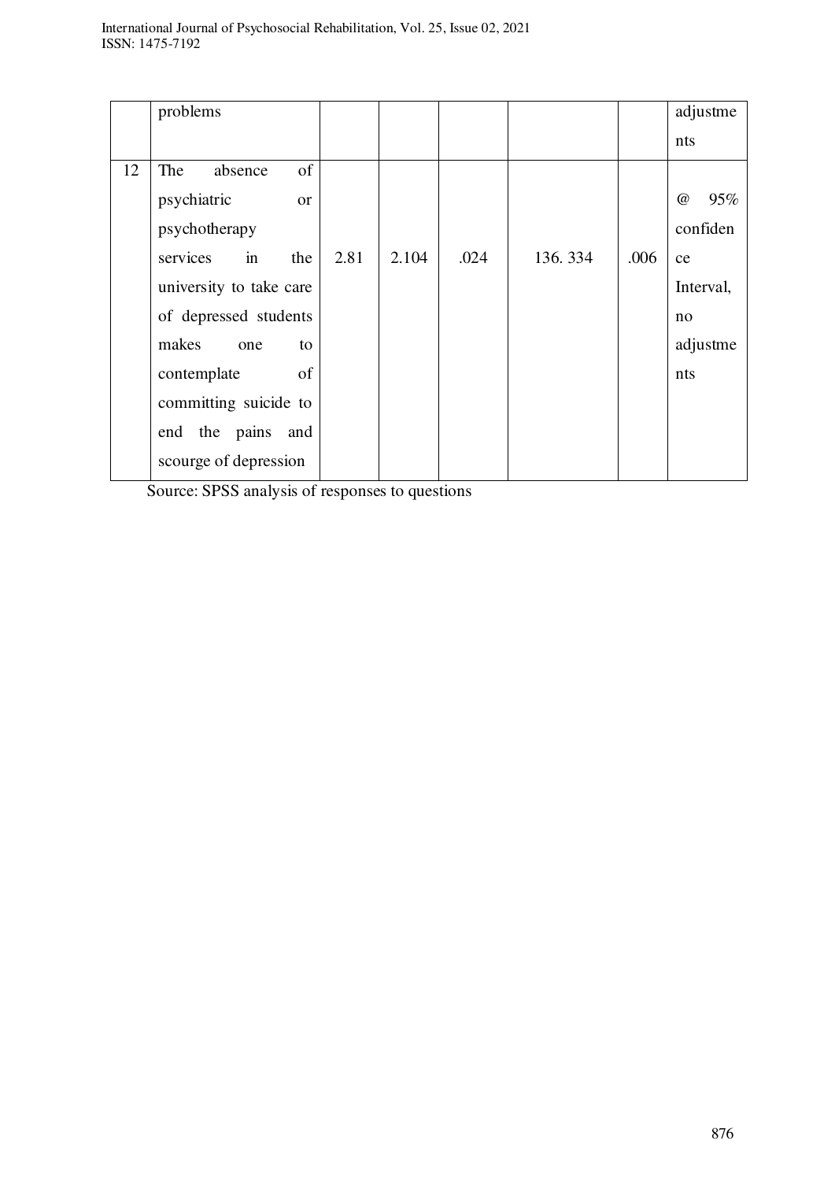| | | | | | | | |
|---|---|---|---|---|---|---|---|
| | problems | | | | | | adjustments |
| 12 | The absence of psychiatric or psychotherapy services in the university to take care of depressed students makes one to contemplate of committing suicide to end the pains and scourge of depression | 2.81 | 2.104 | .024 | 136. 334 | .006 | @ 95% confidence Interval, no adjustments |

Source: SPSS analysis of responses to questions